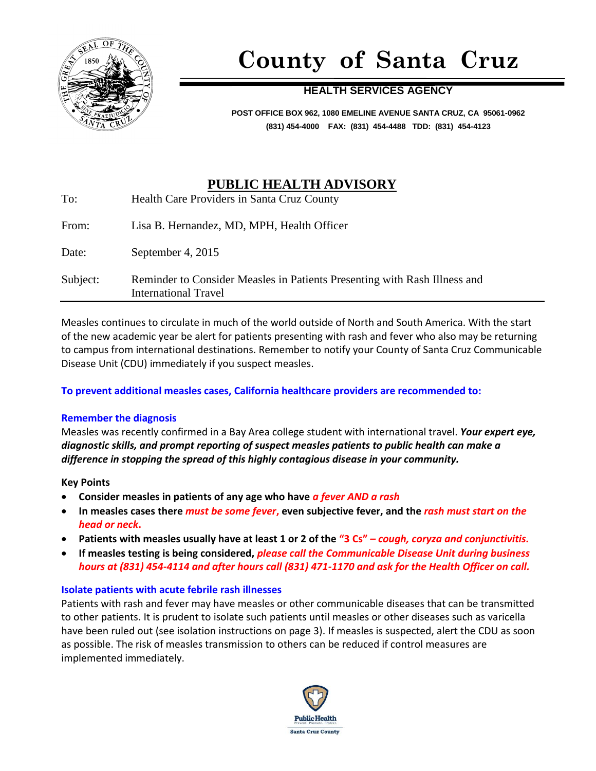# County of Santa Cruz

**HEALTH SERVICES AGENCY**

**POST OFFICE BOX 962, 1080 EMELINE AVENUE SANTA CRUZ, CA 95061-0962**
**(831) 454-4000 FAX: (831) 454-4488 TDD: (831) 454-4123**

## PUBLIC HEALTH ADVISORY

| | |
|---|---|
| To: | Health Care Providers in Santa Cruz County |
| From: | Lisa B. Hernandez, MD, MPH, Health Officer |
| Date: | September 4, 2015 |
| Subject: | Reminder to Consider Measles in Patients Presenting with Rash Illness and International Travel |

Measles continues to circulate in much of the world outside of North and South America. With the start of the new academic year be alert for patients presenting with rash and fever who also may be returning to campus from international destinations. Remember to notify your County of Santa Cruz Communicable Disease Unit (CDU) immediately if you suspect measles.

**To prevent additional measles cases, California healthcare providers are recommended to:**

### Remember the diagnosis

Measles was recently confirmed in a Bay Area college student with international travel. ***Your expert eye, diagnostic skills, and prompt reporting of suspect measles patients to public health can make a difference in stopping the spread of this highly contagious disease in your community.***

**Key Points**

- **Consider measles in patients of any age who have *a fever AND a rash***
- **In measles cases there *must be some fever*, even subjective fever, and the *rash must start on the head or neck*.**
- **Patients with measles usually have at least 1 or 2 of the "3 Cs" – *cough, coryza and conjunctivitis.***
- **If measles testing is being considered, *please call the Communicable Disease Unit during business hours at (831) 454-4114 and after hours call (831) 471-1170 and ask for the Health Officer on call.***

### Isolate patients with acute febrile rash illnesses

Patients with rash and fever may have measles or other communicable diseases that can be transmitted to other patients. It is prudent to isolate such patients until measles or other diseases such as varicella have been ruled out (see isolation instructions on page 3). If measles is suspected, alert the CDU as soon as possible. The risk of measles transmission to others can be reduced if control measures are implemented immediately.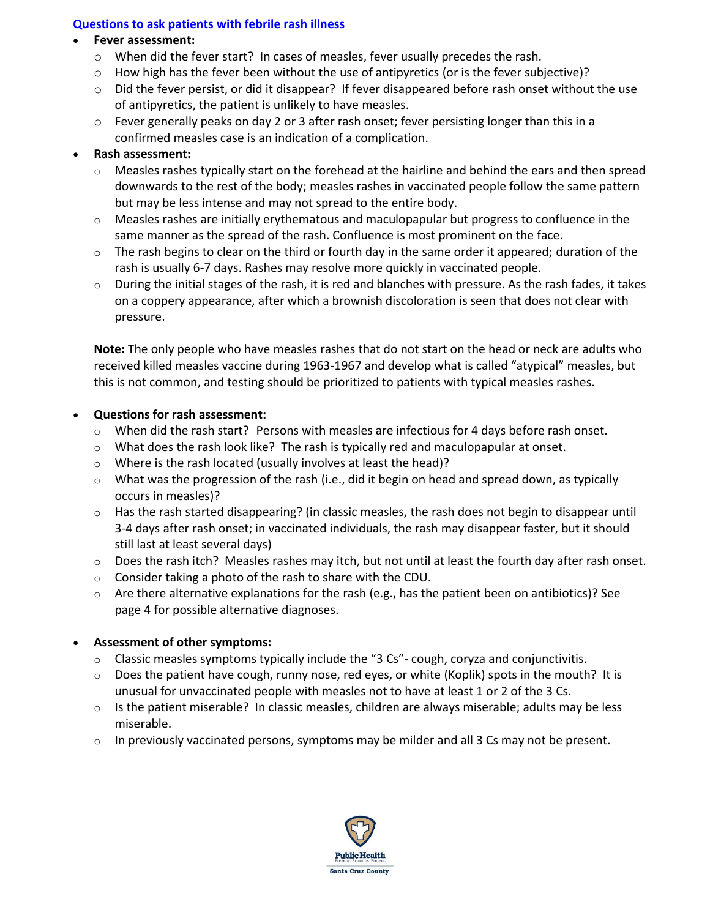### Questions to ask patients with febrile rash illness

- **Fever assessment:**
  - When did the fever start? In cases of measles, fever usually precedes the rash.
  - How high has the fever been without the use of antipyretics (or is the fever subjective)?
  - Did the fever persist, or did it disappear? If fever disappeared before rash onset without the use of antipyretics, the patient is unlikely to have measles.
  - Fever generally peaks on day 2 or 3 after rash onset; fever persisting longer than this in a confirmed measles case is an indication of a complication.
- **Rash assessment:**
  - Measles rashes typically start on the forehead at the hairline and behind the ears and then spread downwards to the rest of the body; measles rashes in vaccinated people follow the same pattern but may be less intense and may not spread to the entire body.
  - Measles rashes are initially erythematous and maculopapular but progress to confluence in the same manner as the spread of the rash. Confluence is most prominent on the face.
  - The rash begins to clear on the third or fourth day in the same order it appeared; duration of the rash is usually 6-7 days. Rashes may resolve more quickly in vaccinated people.
  - During the initial stages of the rash, it is red and blanches with pressure. As the rash fades, it takes on a coppery appearance, after which a brownish discoloration is seen that does not clear with pressure.

  **Note:** The only people who have measles rashes that do not start on the head or neck are adults who received killed measles vaccine during 1963-1967 and develop what is called "atypical" measles, but this is not common, and testing should be prioritized to patients with typical measles rashes.

- **Questions for rash assessment:**
  - When did the rash start? Persons with measles are infectious for 4 days before rash onset.
  - What does the rash look like? The rash is typically red and maculopapular at onset.
  - Where is the rash located (usually involves at least the head)?
  - What was the progression of the rash (i.e., did it begin on head and spread down, as typically occurs in measles)?
  - Has the rash started disappearing? (in classic measles, the rash does not begin to disappear until 3-4 days after rash onset; in vaccinated individuals, the rash may disappear faster, but it should still last at least several days)
  - Does the rash itch? Measles rashes may itch, but not until at least the fourth day after rash onset.
  - Consider taking a photo of the rash to share with the CDU.
  - Are there alternative explanations for the rash (e.g., has the patient been on antibiotics)? See page 4 for possible alternative diagnoses.

- **Assessment of other symptoms:**
  - Classic measles symptoms typically include the "3 Cs"- cough, coryza and conjunctivitis.
  - Does the patient have cough, runny nose, red eyes, or white (Koplik) spots in the mouth? It is unusual for unvaccinated people with measles not to have at least 1 or 2 of the 3 Cs.
  - Is the patient miserable? In classic measles, children are always miserable; adults may be less miserable.
  - In previously vaccinated persons, symptoms may be milder and all 3 Cs may not be present.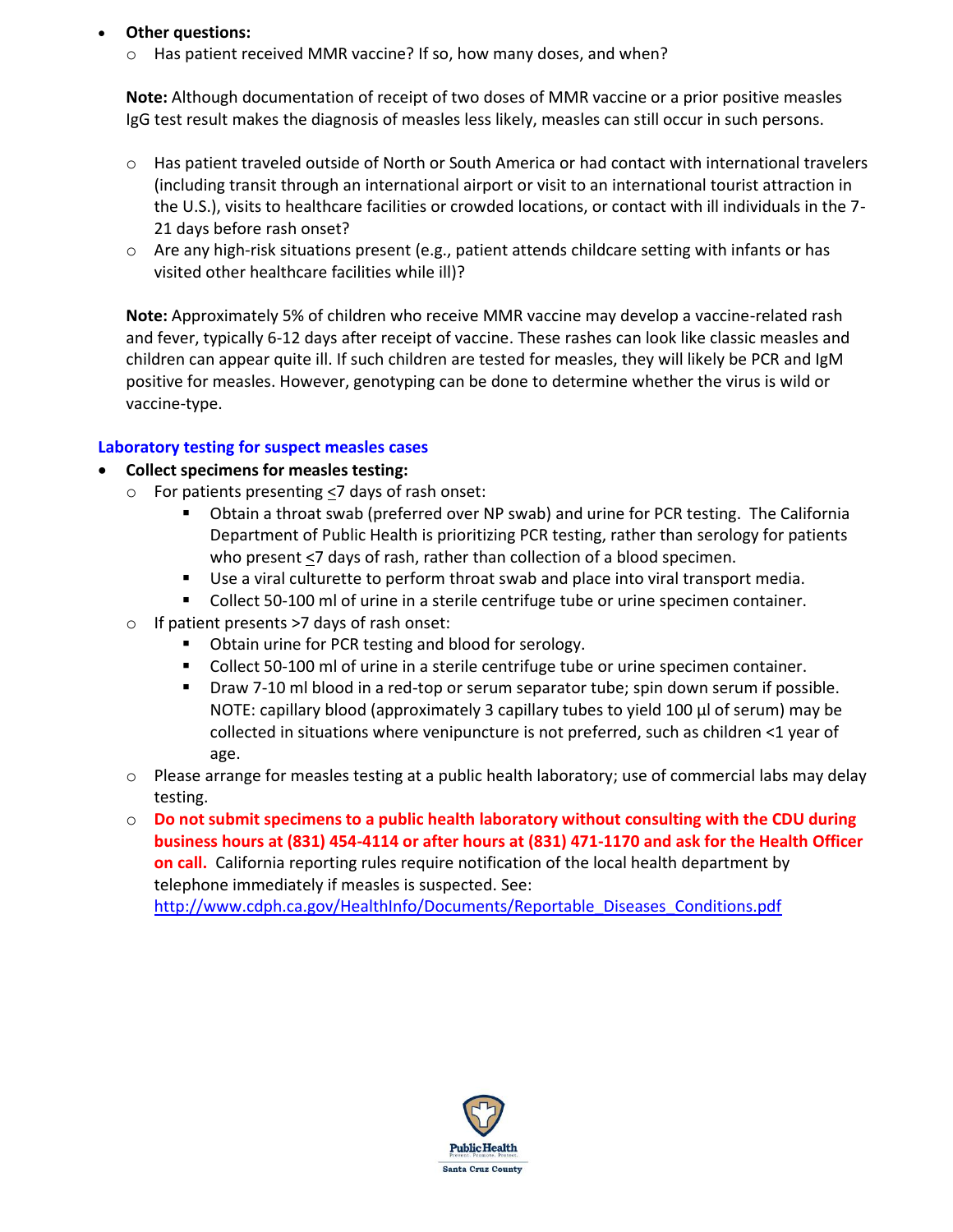- **Other questions:**
  - Has patient received MMR vaccine? If so, how many doses, and when?

  **Note:** Although documentation of receipt of two doses of MMR vaccine or a prior positive measles IgG test result makes the diagnosis of measles less likely, measles can still occur in such persons.

  - Has patient traveled outside of North or South America or had contact with international travelers (including transit through an international airport or visit to an international tourist attraction in the U.S.), visits to healthcare facilities or crowded locations, or contact with ill individuals in the 7-21 days before rash onset?
  - Are any high-risk situations present (e.g., patient attends childcare setting with infants or has visited other healthcare facilities while ill)?

  **Note:** Approximately 5% of children who receive MMR vaccine may develop a vaccine-related rash and fever, typically 6-12 days after receipt of vaccine. These rashes can look like classic measles and children can appear quite ill. If such children are tested for measles, they will likely be PCR and IgM positive for measles. However, genotyping can be done to determine whether the virus is wild or vaccine-type.

## Laboratory testing for suspect measles cases

- **Collect specimens for measles testing:**
  - For patients presenting ≤7 days of rash onset:
    - Obtain a throat swab (preferred over NP swab) and urine for PCR testing. The California Department of Public Health is prioritizing PCR testing, rather than serology for patients who present ≤7 days of rash, rather than collection of a blood specimen.
    - Use a viral culturette to perform throat swab and place into viral transport media.
    - Collect 50-100 ml of urine in a sterile centrifuge tube or urine specimen container.
  - If patient presents >7 days of rash onset:
    - Obtain urine for PCR testing and blood for serology.
    - Collect 50-100 ml of urine in a sterile centrifuge tube or urine specimen container.
    - Draw 7-10 ml blood in a red-top or serum separator tube; spin down serum if possible. NOTE: capillary blood (approximately 3 capillary tubes to yield 100 µl of serum) may be collected in situations where venipuncture is not preferred, such as children <1 year of age.
  - Please arrange for measles testing at a public health laboratory; use of commercial labs may delay testing.
  - **Do not submit specimens to a public health laboratory without consulting with the CDU during business hours at (831) 454-4114 or after hours at (831) 471-1170 and ask for the Health Officer on call.** California reporting rules require notification of the local health department by telephone immediately if measles is suspected. See: http://www.cdph.ca.gov/HealthInfo/Documents/Reportable_Diseases_Conditions.pdf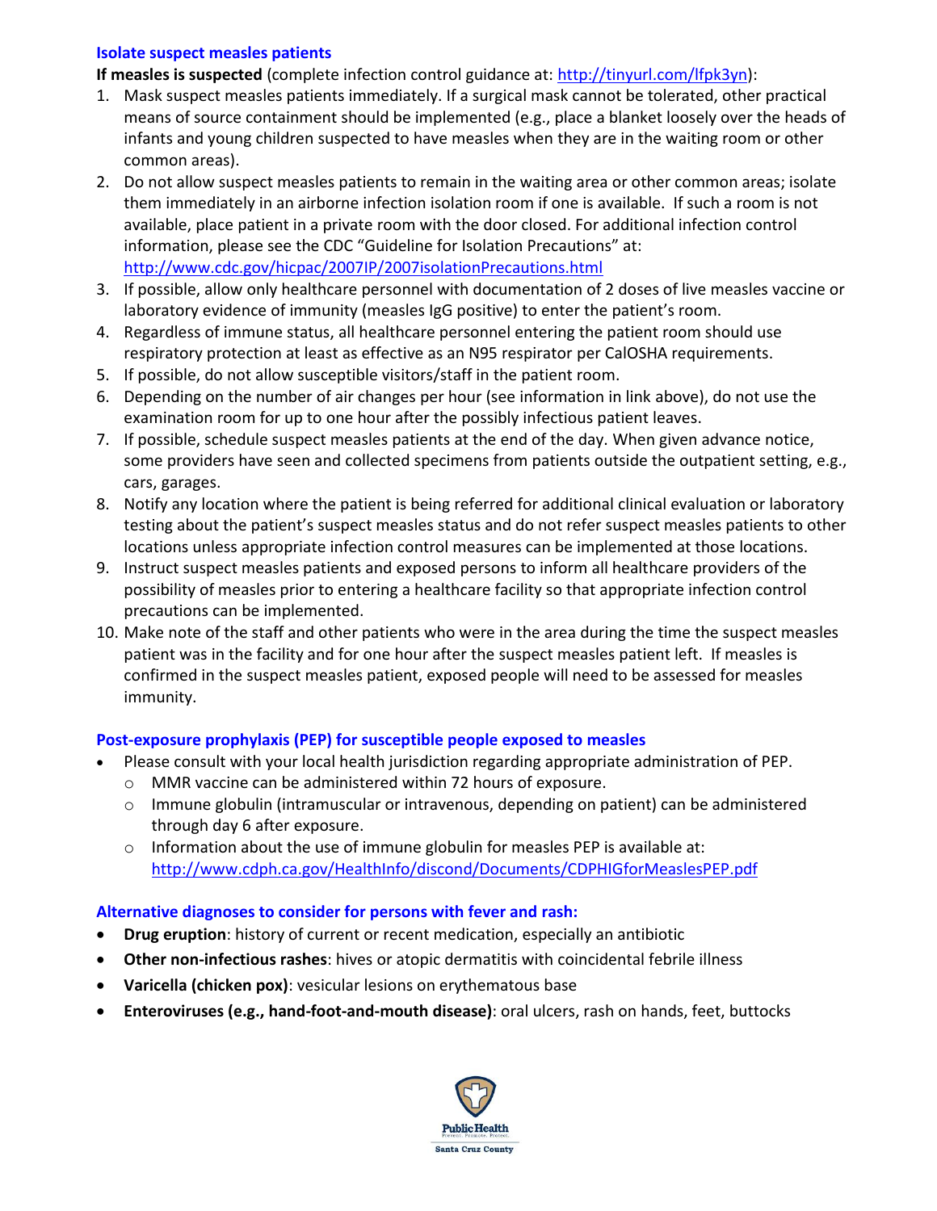### Isolate suspect measles patients

**If measles is suspected** (complete infection control guidance at: http://tinyurl.com/lfpk3yn):

1. Mask suspect measles patients immediately. If a surgical mask cannot be tolerated, other practical means of source containment should be implemented (e.g., place a blanket loosely over the heads of infants and young children suspected to have measles when they are in the waiting room or other common areas).
2. Do not allow suspect measles patients to remain in the waiting area or other common areas; isolate them immediately in an airborne infection isolation room if one is available. If such a room is not available, place patient in a private room with the door closed. For additional infection control information, please see the CDC "Guideline for Isolation Precautions" at: http://www.cdc.gov/hicpac/2007IP/2007isolationPrecautions.html
3. If possible, allow only healthcare personnel with documentation of 2 doses of live measles vaccine or laboratory evidence of immunity (measles IgG positive) to enter the patient's room.
4. Regardless of immune status, all healthcare personnel entering the patient room should use respiratory protection at least as effective as an N95 respirator per CalOSHA requirements.
5. If possible, do not allow susceptible visitors/staff in the patient room.
6. Depending on the number of air changes per hour (see information in link above), do not use the examination room for up to one hour after the possibly infectious patient leaves.
7. If possible, schedule suspect measles patients at the end of the day. When given advance notice, some providers have seen and collected specimens from patients outside the outpatient setting, e.g., cars, garages.
8. Notify any location where the patient is being referred for additional clinical evaluation or laboratory testing about the patient's suspect measles status and do not refer suspect measles patients to other locations unless appropriate infection control measures can be implemented at those locations.
9. Instruct suspect measles patients and exposed persons to inform all healthcare providers of the possibility of measles prior to entering a healthcare facility so that appropriate infection control precautions can be implemented.
10. Make note of the staff and other patients who were in the area during the time the suspect measles patient was in the facility and for one hour after the suspect measles patient left. If measles is confirmed in the suspect measles patient, exposed people will need to be assessed for measles immunity.

### Post-exposure prophylaxis (PEP) for susceptible people exposed to measles

- Please consult with your local health jurisdiction regarding appropriate administration of PEP.
  - MMR vaccine can be administered within 72 hours of exposure.
  - Immune globulin (intramuscular or intravenous, depending on patient) can be administered through day 6 after exposure.
  - Information about the use of immune globulin for measles PEP is available at: http://www.cdph.ca.gov/HealthInfo/discond/Documents/CDPHIGforMeaslesPEP.pdf

### Alternative diagnoses to consider for persons with fever and rash:

- **Drug eruption**: history of current or recent medication, especially an antibiotic
- **Other non-infectious rashes**: hives or atopic dermatitis with coincidental febrile illness
- **Varicella (chicken pox)**: vesicular lesions on erythematous base
- **Enteroviruses (e.g., hand-foot-and-mouth disease)**: oral ulcers, rash on hands, feet, buttocks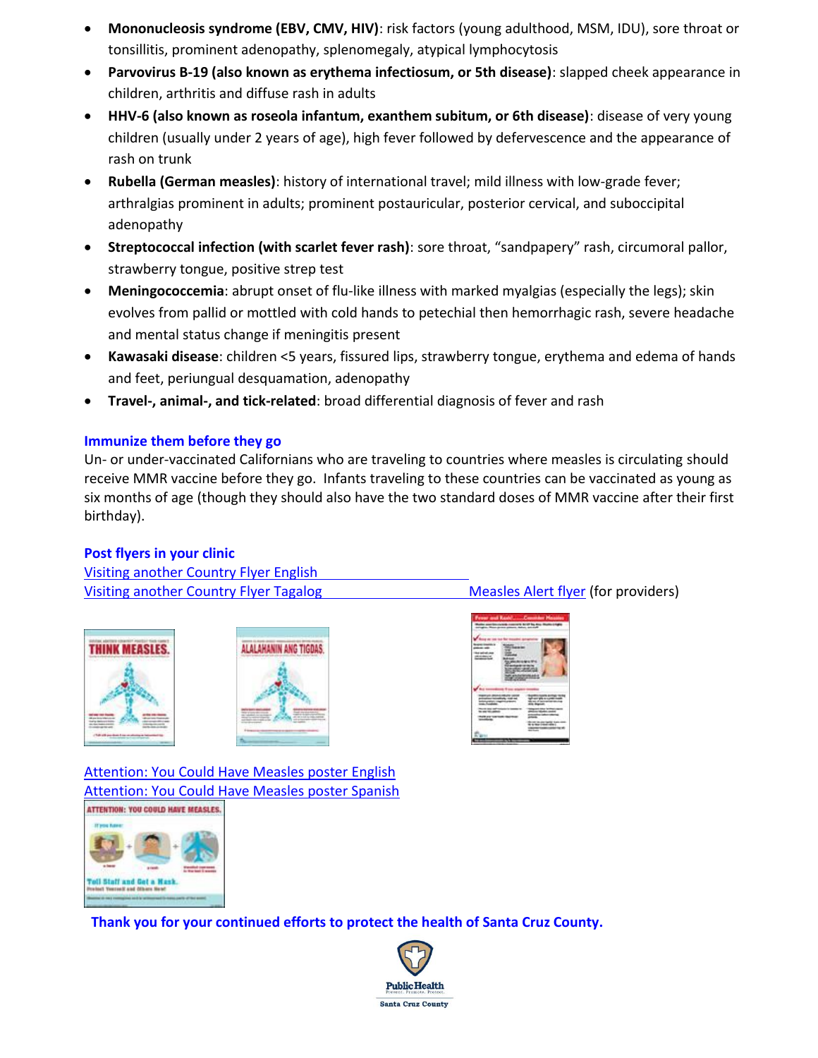- **Mononucleosis syndrome (EBV, CMV, HIV)**: risk factors (young adulthood, MSM, IDU), sore throat or tonsillitis, prominent adenopathy, splenomegaly, atypical lymphocytosis
- **Parvovirus B-19 (also known as erythema infectiosum, or 5th disease)**: slapped cheek appearance in children, arthritis and diffuse rash in adults
- **HHV-6 (also known as roseola infantum, exanthem subitum, or 6th disease)**: disease of very young children (usually under 2 years of age), high fever followed by defervescence and the appearance of rash on trunk
- **Rubella (German measles)**: history of international travel; mild illness with low-grade fever; arthralgias prominent in adults; prominent postauricular, posterior cervical, and suboccipital adenopathy
- **Streptococcal infection (with scarlet fever rash)**: sore throat, "sandpapery" rash, circumoral pallor, strawberry tongue, positive strep test
- **Meningococcemia**: abrupt onset of flu-like illness with marked myalgias (especially the legs); skin evolves from pallid or mottled with cold hands to petechial then hemorrhagic rash, severe headache and mental status change if meningitis present
- **Kawasaki disease**: children <5 years, fissured lips, strawberry tongue, erythema and edema of hands and feet, periungual desquamation, adenopathy
- **Travel-, animal-, and tick-related**: broad differential diagnosis of fever and rash

### Immunize them before they go

Un- or under-vaccinated Californians who are traveling to countries where measles is circulating should receive MMR vaccine before they go. Infants traveling to these countries can be vaccinated as young as six months of age (though they should also have the two standard doses of MMR vaccine after their first birthday).

### Post flyers in your clinic

Visiting another Country Flyer English

Visiting another Country Flyer Tagalog

Measles Alert flyer (for providers)

Attention: You Could Have Measles poster English

Attention: You Could Have Measles poster Spanish

**Thank you for your continued efforts to protect the health of Santa Cruz County.**

Public Health
Prevent. Promote. Protect.
Santa Cruz County